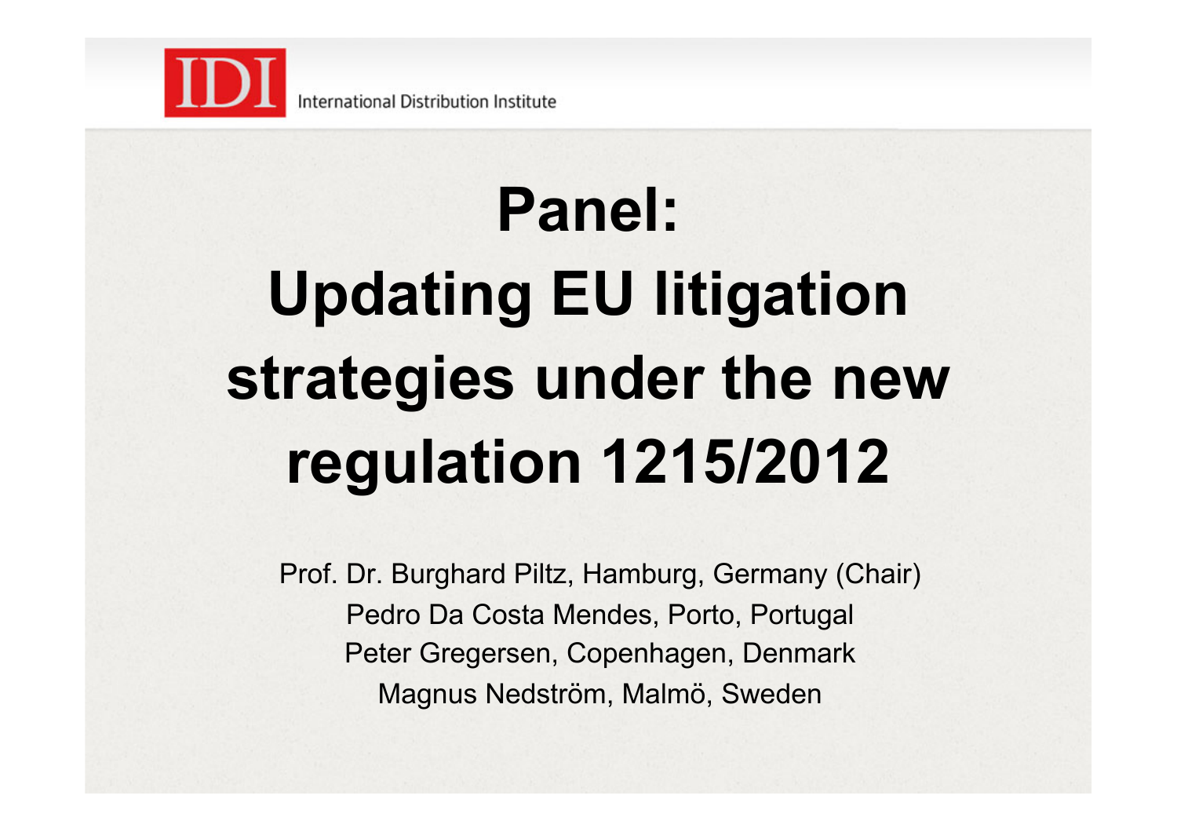IDI International Distribution Institute

# Panel: Updating EU litigation strategies under the new regulation 1215/2012

Prof. Dr. Burghard Piltz, Hamburg, Germany (Chair)
Pedro Da Costa Mendes, Porto, Portugal
Peter Gregersen, Copenhagen, Denmark
Magnus Nedström, Malmö, Sweden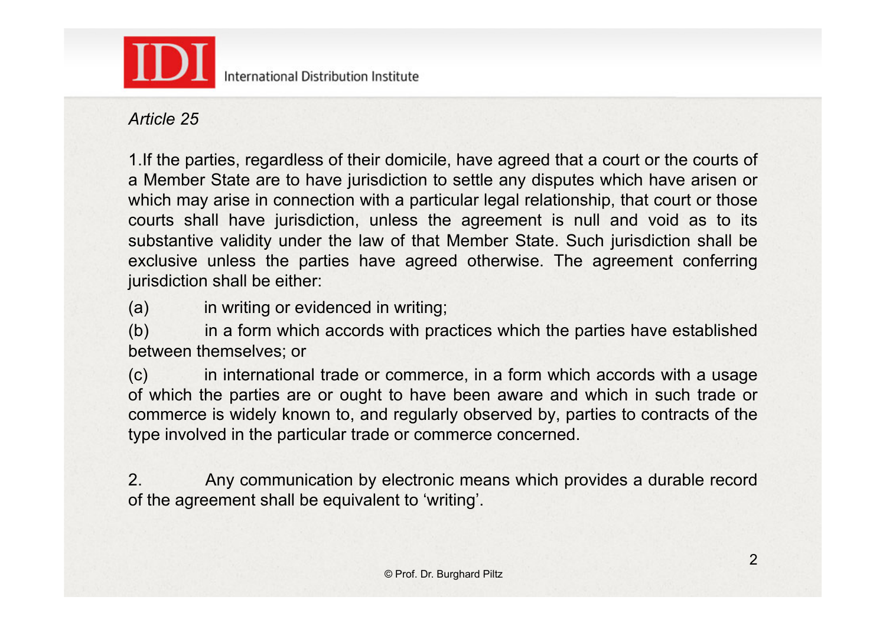*Article 25*

1. If the parties, regardless of their domicile, have agreed that a court or the courts of a Member State are to have jurisdiction to settle any disputes which have arisen or which may arise in connection with a particular legal relationship, that court or those courts shall have jurisdiction, unless the agreement is null and void as to its substantive validity under the law of that Member State. Such jurisdiction shall be exclusive unless the parties have agreed otherwise. The agreement conferring jurisdiction shall be either:

(a) in writing or evidenced in writing;

(b) in a form which accords with practices which the parties have established between themselves; or

(c) in international trade or commerce, in a form which accords with a usage of which the parties are or ought to have been aware and which in such trade or commerce is widely known to, and regularly observed by, parties to contracts of the type involved in the particular trade or commerce concerned.

2. Any communication by electronic means which provides a durable record of the agreement shall be equivalent to 'writing'.

© Prof. Dr. Burghard Piltz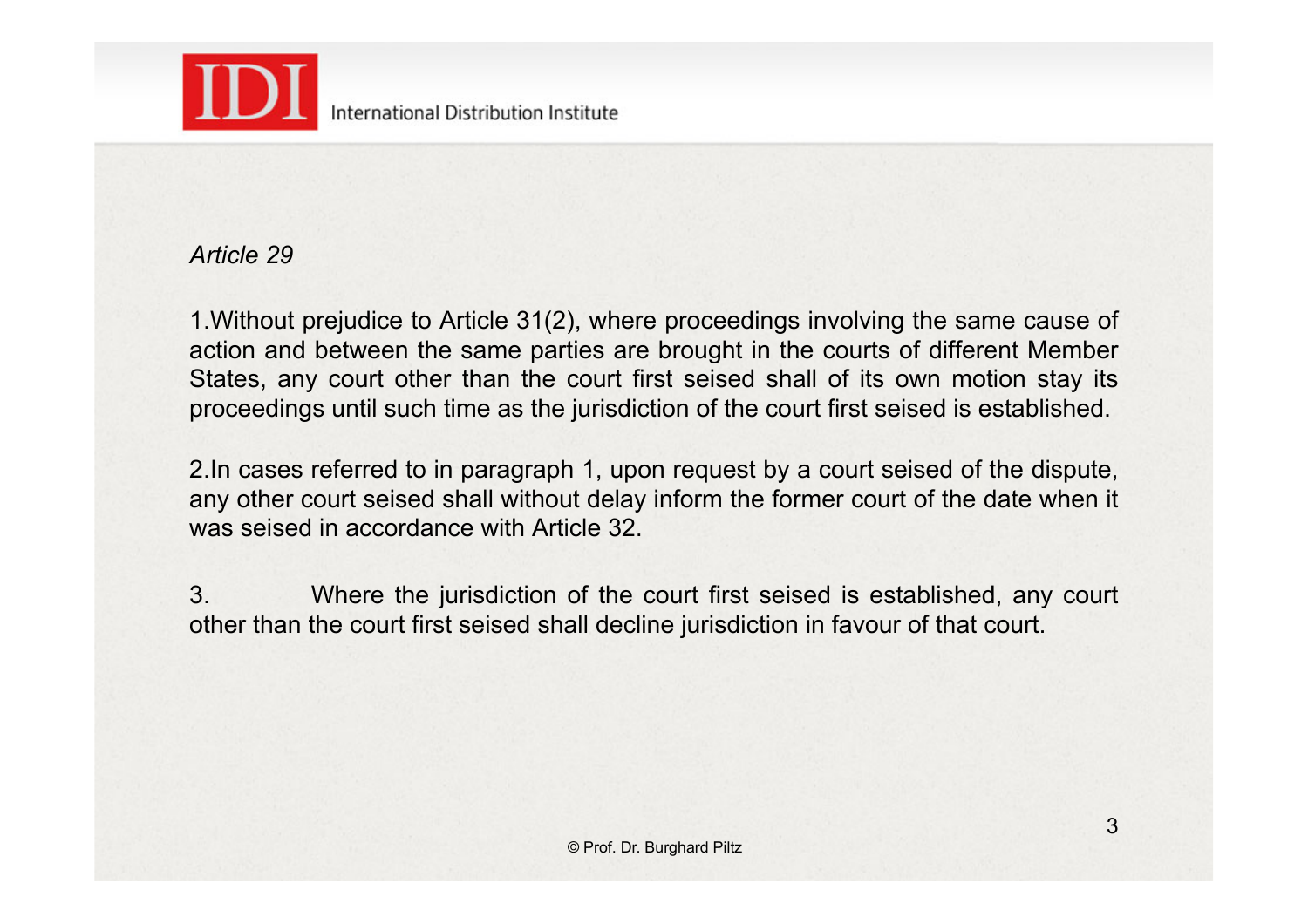*Article 29*

1. Without prejudice to Article 31(2), where proceedings involving the same cause of action and between the same parties are brought in the courts of different Member States, any court other than the court first seised shall of its own motion stay its proceedings until such time as the jurisdiction of the court first seised is established.

2. In cases referred to in paragraph 1, upon request by a court seised of the dispute, any other court seised shall without delay inform the former court of the date when it was seised in accordance with Article 32.

3. Where the jurisdiction of the court first seised is established, any court other than the court first seised shall decline jurisdiction in favour of that court.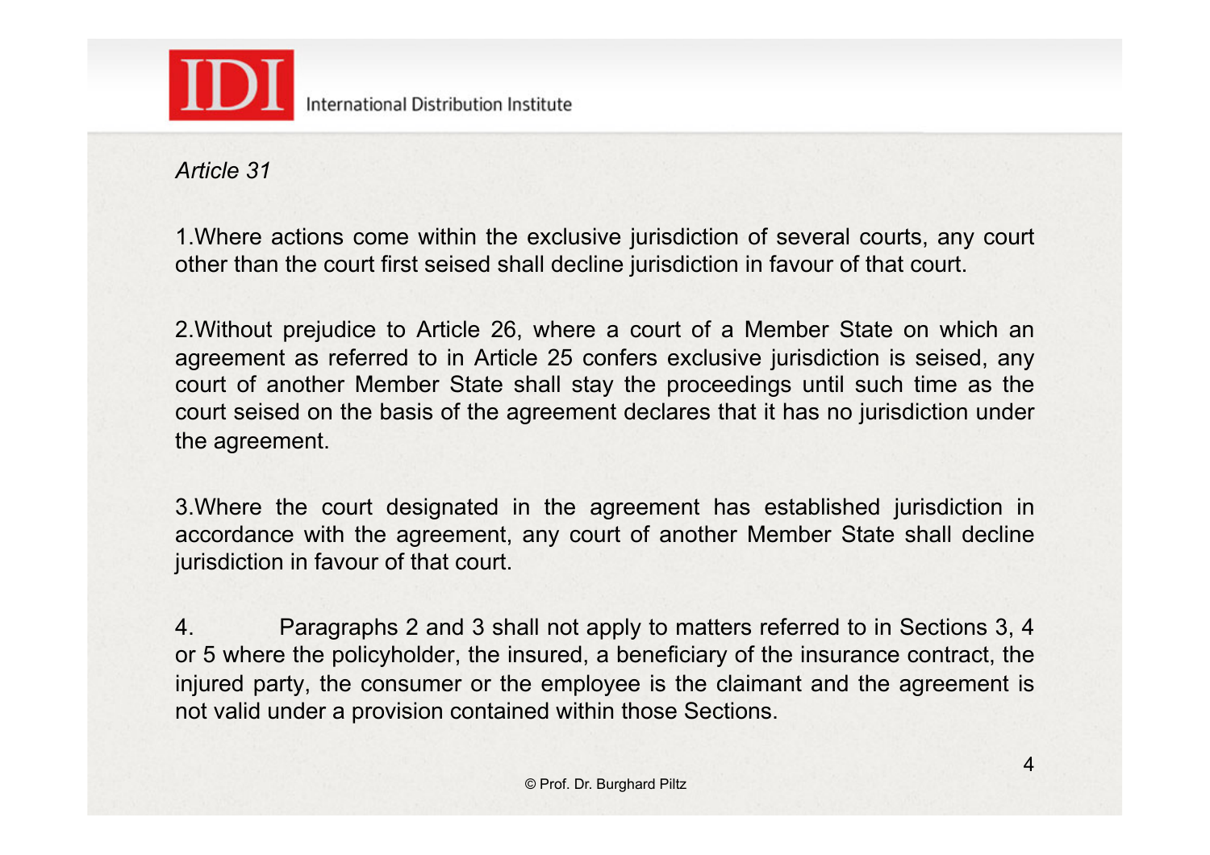*Article 31*

1.Where actions come within the exclusive jurisdiction of several courts, any court other than the court first seised shall decline jurisdiction in favour of that court.

2.Without prejudice to Article 26, where a court of a Member State on which an agreement as referred to in Article 25 confers exclusive jurisdiction is seised, any court of another Member State shall stay the proceedings until such time as the court seised on the basis of the agreement declares that it has no jurisdiction under the agreement.

3.Where the court designated in the agreement has established jurisdiction in accordance with the agreement, any court of another Member State shall decline jurisdiction in favour of that court.

4. Paragraphs 2 and 3 shall not apply to matters referred to in Sections 3, 4 or 5 where the policyholder, the insured, a beneficiary of the insurance contract, the injured party, the consumer or the employee is the claimant and the agreement is not valid under a provision contained within those Sections.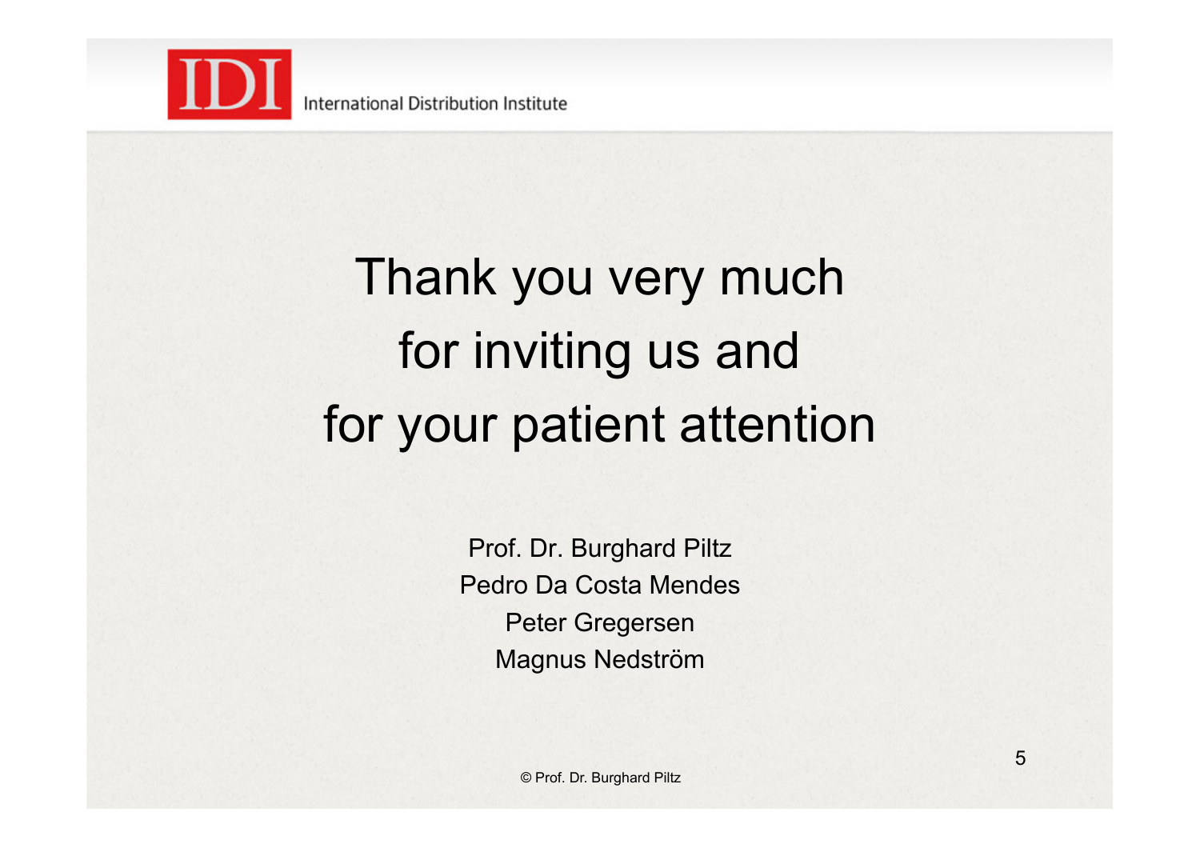International Distribution Institute

# Thank you very much for inviting us and for your patient attention

Prof. Dr. Burghard Piltz
Pedro Da Costa Mendes
Peter Gregersen
Magnus Nedström

© Prof. Dr. Burghard Piltz